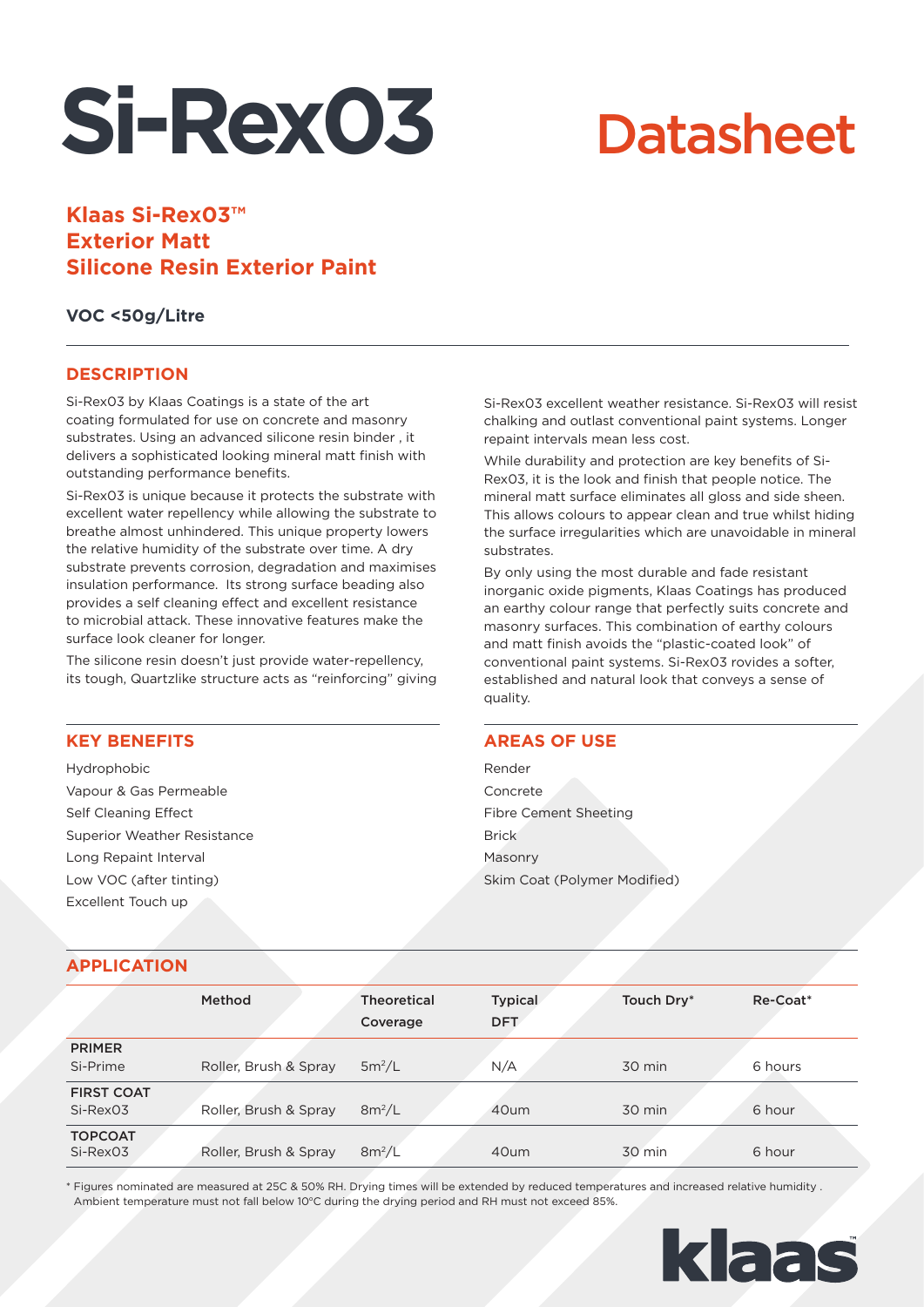# Si-Rex03 Datasheet

## Klaas Si-Rex03™
## Exterior Matt
## Silicone Resin Exterior Paint

**VOC <50g/Litre**

## DESCRIPTION

Si-Rex03 by Klaas Coatings is a state of the art coating formulated for use on concrete and masonry substrates. Using an advanced silicone resin binder , it delivers a sophisticated looking mineral matt finish with outstanding performance benefits.

Si-Rex03 is unique because it protects the substrate with excellent water repellency while allowing the substrate to breathe almost unhindered. This unique property lowers the relative humidity of the substrate over time. A dry substrate prevents corrosion, degradation and maximises insulation performance. Its strong surface beading also provides a self cleaning effect and excellent resistance to microbial attack. These innovative features make the surface look cleaner for longer.

The silicone resin doesn't just provide water-repellency, its tough, Quartzlike structure acts as "reinforcing" giving Si-Rex03 excellent weather resistance. Si-Rex03 will resist chalking and outlast conventional paint systems. Longer repaint intervals mean less cost.

While durability and protection are key benefits of Si-Rex03, it is the look and finish that people notice. The mineral matt surface eliminates all gloss and side sheen. This allows colours to appear clean and true whilst hiding the surface irregularities which are unavoidable in mineral substrates.

By only using the most durable and fade resistant inorganic oxide pigments, Klaas Coatings has produced an earthy colour range that perfectly suits concrete and masonry surfaces. This combination of earthy colours and matt finish avoids the "plastic-coated look" of conventional paint systems. Si-Rex03 rovides a softer, established and natural look that conveys a sense of quality.

## KEY BENEFITS

Hydrophobic
Vapour & Gas Permeable
Self Cleaning Effect
Superior Weather Resistance
Long Repaint Interval
Low VOC (after tinting)
Excellent Touch up

## AREAS OF USE

Render
Concrete
Fibre Cement Sheeting
Brick
Masonry
Skim Coat (Polymer Modified)

## APPLICATION

| | Method | Theoretical Coverage | Typical DFT | Touch Dry* | Re-Coat* |
|---|---|---|---|---|---|
| **PRIMER** Si-Prime | Roller, Brush & Spray | $5m^2/L$ | N/A | 30 min | 6 hours |
| **FIRST COAT** Si-Rex03 | Roller, Brush & Spray | $8m^2/L$ | 40um | 30 min | 6 hour |
| **TOPCOAT** Si-Rex03 | Roller, Brush & Spray | $8m^2/L$ | 40um | 30 min | 6 hour |

* Figures nominated are measured at 25C & 50% RH. Drying times will be extended by reduced temperatures and increased relative humidity . Ambient temperature must not fall below 10°C during the drying period and RH must not exceed 85%.

klaas™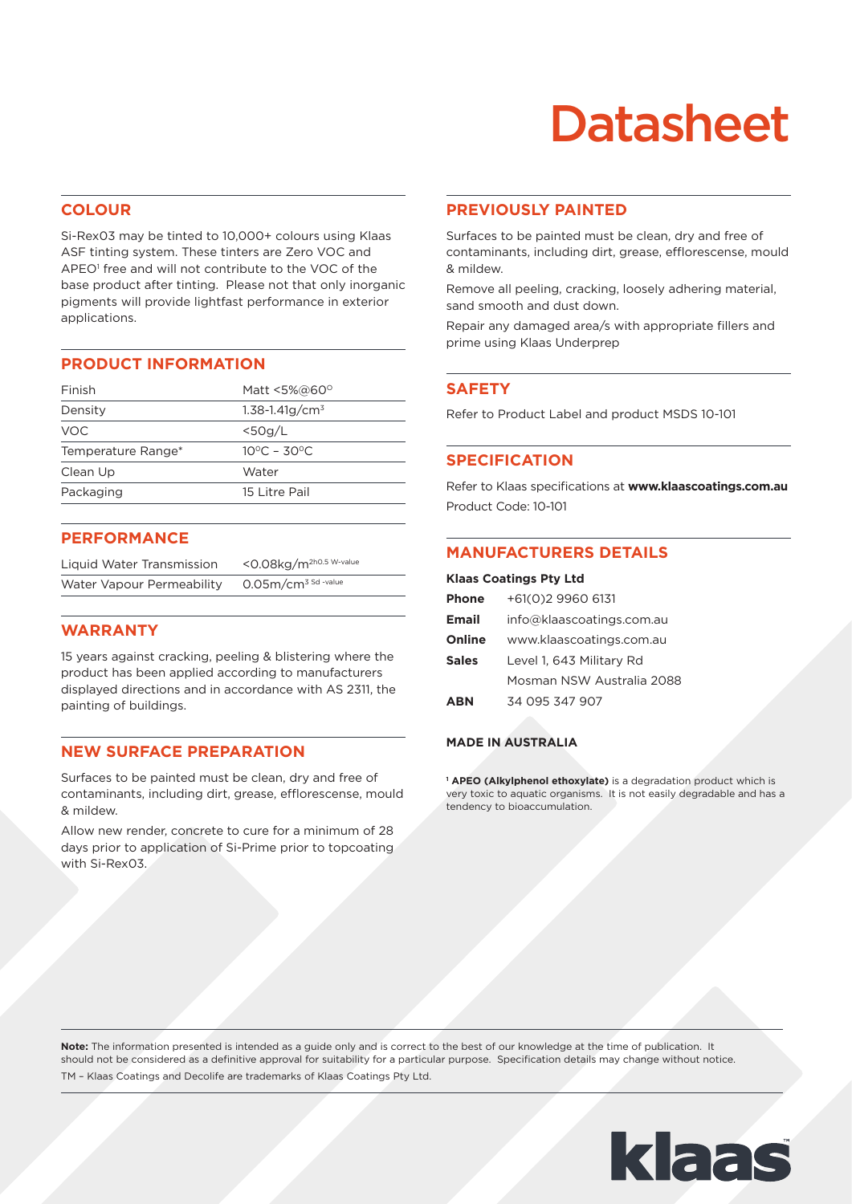# Datasheet

## COLOUR

Si-Rex03 may be tinted to 10,000+ colours using Klaas ASF tinting system. These tinters are Zero VOC and APEO[1] free and will not contribute to the VOC of the base product after tinting. Please not that only inorganic pigments will provide lightfast performance in exterior applications.

## PRODUCT INFORMATION

| | |
|---|---|
| Finish | Matt <5%@60$^{o}$ |
| Density | 1.38-1.41g/cm$^{3}$ |
| VOC | <50g/L |
| Temperature Range* | 10$^{o}$C – 30$^{o}$C |
| Clean Up | Water |
| Packaging | 15 Litre Pail |

## PERFORMANCE

| | |
|---|---|
| Liquid Water Transmission | <0.08kg/m$^{2h0.5\ W\text{-value}}$ |
| Water Vapour Permeability | 0.05m/cm$^{3\ Sd\text{-value}}$ |

## WARRANTY

15 years against cracking, peeling & blistering where the product has been applied according to manufacturers displayed directions and in accordance with AS 2311, the painting of buildings.

## NEW SURFACE PREPARATION

Surfaces to be painted must be clean, dry and free of contaminants, including dirt, grease, efflorescence, mould & mildew.

Allow new render, concrete to cure for a minimum of 28 days prior to application of Si-Prime prior to topcoating with Si-Rex03.

## PREVIOUSLY PAINTED

Surfaces to be painted must be clean, dry and free of contaminants, including dirt, grease, efflorescense, mould & mildew.

Remove all peeling, cracking, loosely adhering material, sand smooth and dust down.

Repair any damaged area/s with appropriate fillers and prime using Klaas Underprep

## SAFETY

Refer to Product Label and product MSDS 10-101

## SPECIFICATION

Refer to Klaas specifications at **www.klaascoatings.com.au**
Product Code: 10-101

## MANUFACTURERS DETAILS

**Klaas Coatings Pty Ltd**

| | |
|---|---|
| **Phone** | +61(0)2 9960 6131 |
| **Email** | info@klaascoatings.com.au |
| **Online** | www.klaascoatings.com.au |
| **Sales** | Level 1, 643 Military Rd<br>Mosman NSW Australia 2088 |
| **ABN** | 34 095 347 907 |

**MADE IN AUSTRALIA**

[1] **APEO (Alkylphenol ethoxylate)** is a degradation product which is very toxic to aquatic organisms. It is not easily degradable and has a tendency to bioaccumulation.

**Note:** The information presented is intended as a guide only and is correct to the best of our knowledge at the time of publication. It should not be considered as a definitive approval for suitability for a particular purpose. Specification details may change without notice.

TM – Klaas Coatings and Decolife are trademarks of Klaas Coatings Pty Ltd.

klaas™